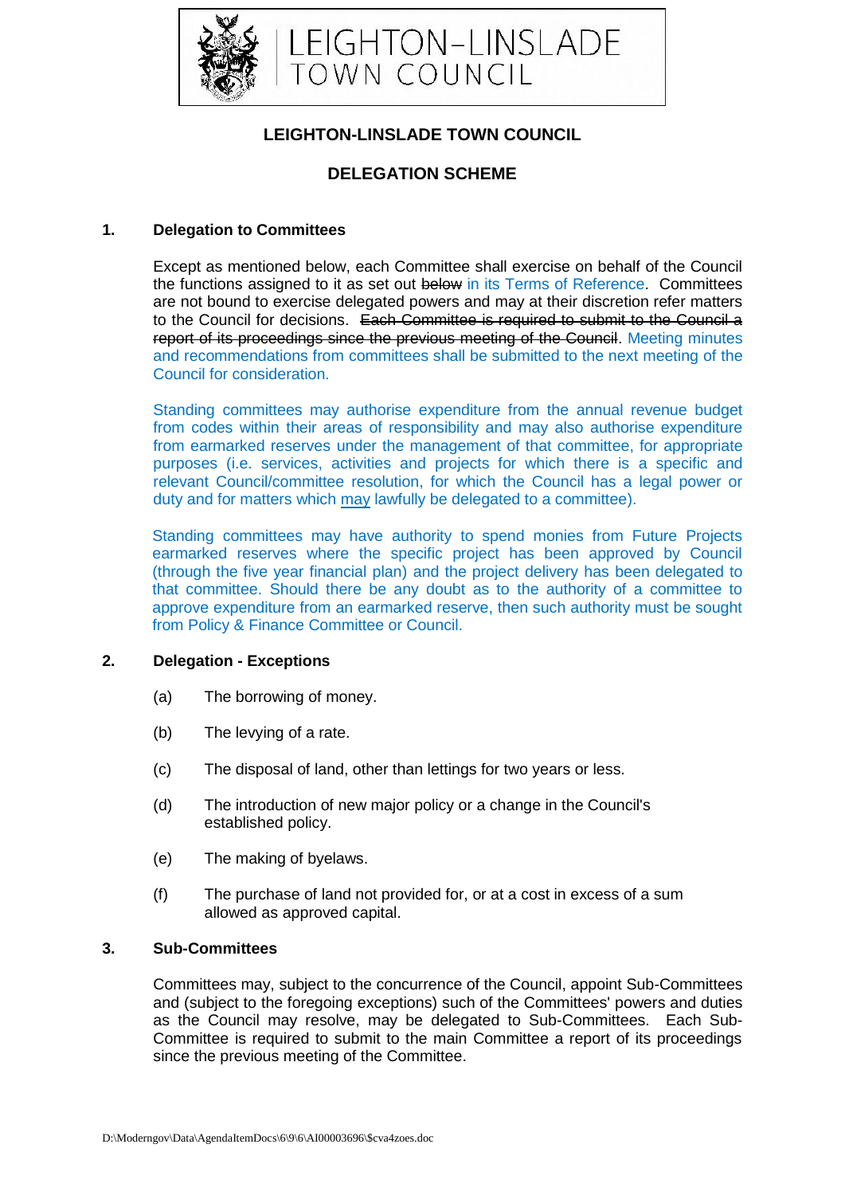# LEIGHTON-LINSLADE TOWN COUNCIL

## LEIGHTON-LINSLADE TOWN COUNCIL

## DELEGATION SCHEME

### 1. Delegation to Committees

Except as mentioned below, each Committee shall exercise on behalf of the Council the functions assigned to it as set out ~~below~~ in its Terms of Reference. Committees are not bound to exercise delegated powers and may at their discretion refer matters to the Council for decisions. ~~Each Committee is required to submit to the Council a report of its proceedings since the previous meeting of the Council~~. Meeting minutes and recommendations from committees shall be submitted to the next meeting of the Council for consideration.

Standing committees may authorise expenditure from the annual revenue budget from codes within their areas of responsibility and may also authorise expenditure from earmarked reserves under the management of that committee, for appropriate purposes (i.e. services, activities and projects for which there is a specific and relevant Council/committee resolution, for which the Council has a legal power or duty and for matters which may lawfully be delegated to a committee).

Standing committees may have authority to spend monies from Future Projects earmarked reserves where the specific project has been approved by Council (through the five year financial plan) and the project delivery has been delegated to that committee. Should there be any doubt as to the authority of a committee to approve expenditure from an earmarked reserve, then such authority must be sought from Policy & Finance Committee or Council.

### 2. Delegation - Exceptions

(a) The borrowing of money.

(b) The levying of a rate.

(c) The disposal of land, other than lettings for two years or less.

(d) The introduction of new major policy or a change in the Council's established policy.

(e) The making of byelaws.

(f) The purchase of land not provided for, or at a cost in excess of a sum allowed as approved capital.

### 3. Sub-Committees

Committees may, subject to the concurrence of the Council, appoint Sub-Committees and (subject to the foregoing exceptions) such of the Committees' powers and duties as the Council may resolve, may be delegated to Sub-Committees. Each Sub-Committee is required to submit to the main Committee a report of its proceedings since the previous meeting of the Committee.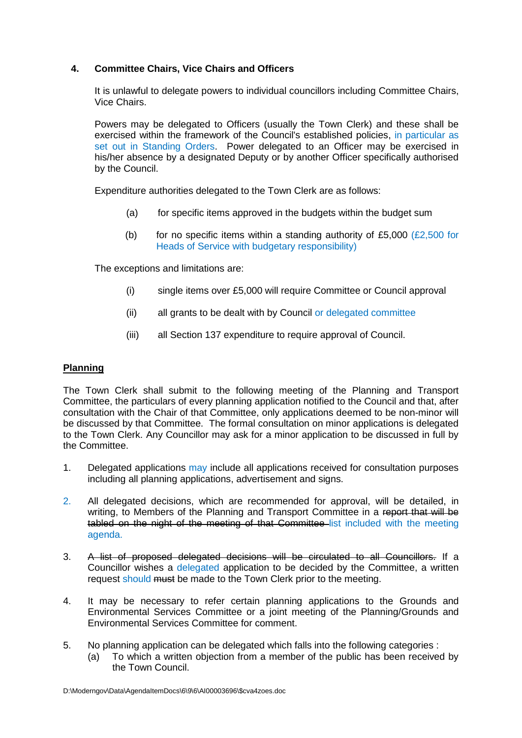## 4. Committee Chairs, Vice Chairs and Officers

It is unlawful to delegate powers to individual councillors including Committee Chairs, Vice Chairs.

Powers may be delegated to Officers (usually the Town Clerk) and these shall be exercised within the framework of the Council's established policies, in particular as set out in Standing Orders. Power delegated to an Officer may be exercised in his/her absence by a designated Deputy or by another Officer specifically authorised by the Council.

Expenditure authorities delegated to the Town Clerk are as follows:

(a) for specific items approved in the budgets within the budget sum

(b) for no specific items within a standing authority of £5,000 (£2,500 for Heads of Service with budgetary responsibility)

The exceptions and limitations are:

(i) single items over £5,000 will require Committee or Council approval

(ii) all grants to be dealt with by Council or delegated committee

(iii) all Section 137 expenditure to require approval of Council.

**Planning**

The Town Clerk shall submit to the following meeting of the Planning and Transport Committee, the particulars of every planning application notified to the Council and that, after consultation with the Chair of that Committee, only applications deemed to be non-minor will be discussed by that Committee. The formal consultation on minor applications is delegated to the Town Clerk. Any Councillor may ask for a minor application to be discussed in full by the Committee.

1. Delegated applications may include all applications received for consultation purposes including all planning applications, advertisement and signs.

2. All delegated decisions, which are recommended for approval, will be detailed, in writing, to Members of the Planning and Transport Committee in a ~~report that will be tabled on the night of the meeting of that Committee~~ list included with the meeting agenda.

3. ~~A list of proposed delegated decisions will be circulated to all Councillors.~~ If a Councillor wishes a delegated application to be decided by the Committee, a written request should ~~must~~ be made to the Town Clerk prior to the meeting.

4. It may be necessary to refer certain planning applications to the Grounds and Environmental Services Committee or a joint meeting of the Planning/Grounds and Environmental Services Committee for comment.

5. No planning application can be delegated which falls into the following categories :
   (a) To which a written objection from a member of the public has been received by the Town Council.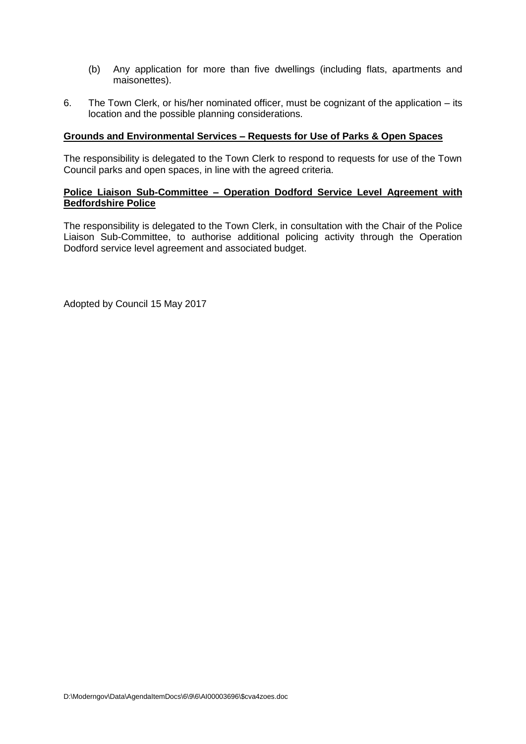(b) Any application for more than five dwellings (including flats, apartments and maisonettes).

6. The Town Clerk, or his/her nominated officer, must be cognizant of the application – its location and the possible planning considerations.

**<u>Grounds and Environmental Services – Requests for Use of Parks & Open Spaces</u>**

The responsibility is delegated to the Town Clerk to respond to requests for use of the Town Council parks and open spaces, in line with the agreed criteria.

**<u>Police Liaison Sub-Committee – Operation Dodford Service Level Agreement with Bedfordshire Police</u>**

The responsibility is delegated to the Town Clerk, in consultation with the Chair of the Police Liaison Sub-Committee, to authorise additional policing activity through the Operation Dodford service level agreement and associated budget.

Adopted by Council 15 May 2017